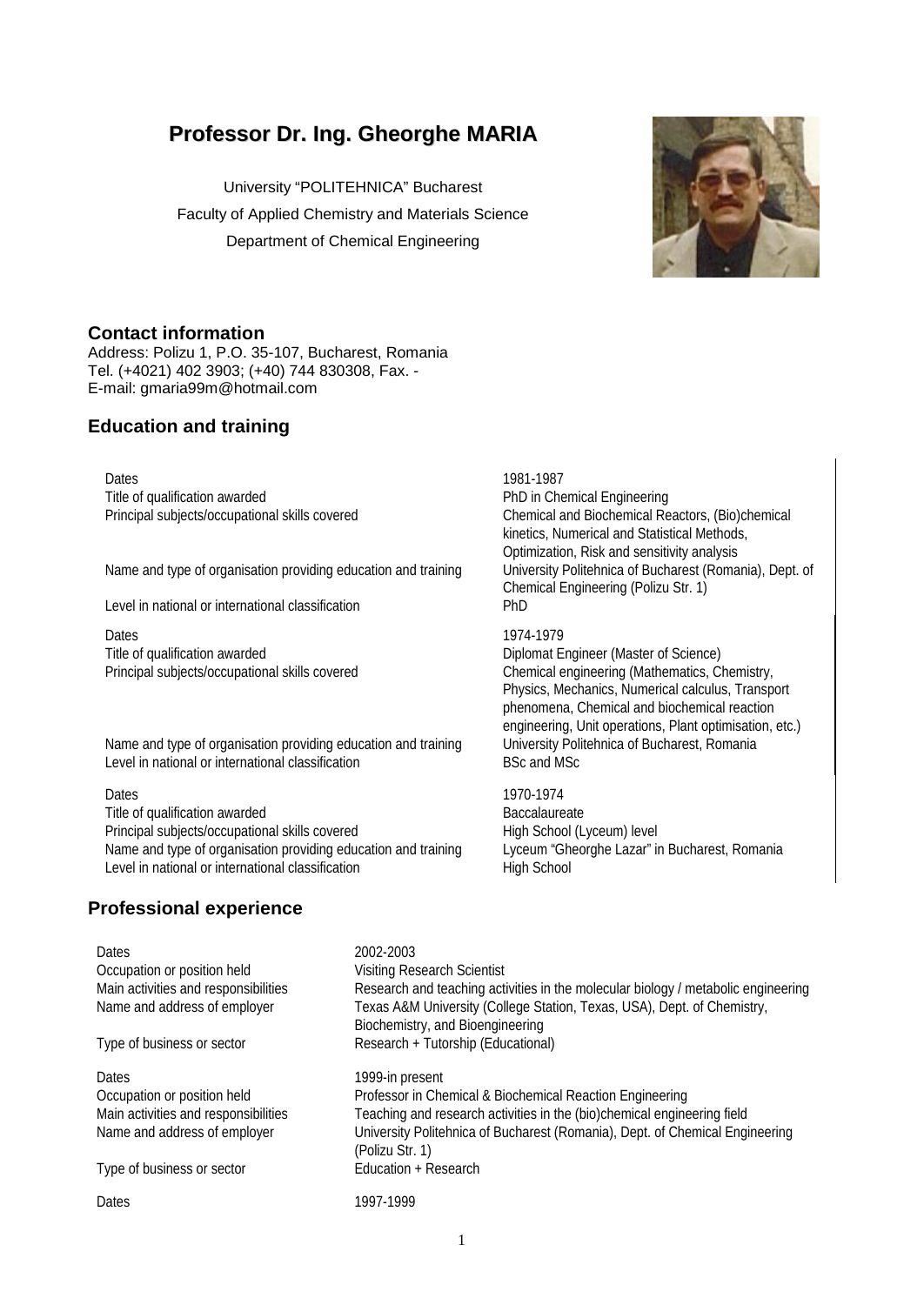# Professor Dr. Ing. Gheorghe MARIA

University "POLITEHNICA" Bucharest
Faculty of Applied Chemistry and Materials Science
Department of Chemical Engineering

## Contact information

Address: Polizu 1, P.O. 35-107, Bucharest, Romania
Tel. (+4021) 402 3903; (+40) 744 830308, Fax. -
E-mail: gmaria99m@hotmail.com

## Education and training

| | |
|---|---|
| Dates | 1981-1987 |
| Title of qualification awarded | PhD in Chemical Engineering |
| Principal subjects/occupational skills covered | Chemical and Biochemical Reactors, (Bio)chemical kinetics, Numerical and Statistical Methods, Optimization, Risk and sensitivity analysis |
| Name and type of organisation providing education and training | University Politehnica of Bucharest (Romania), Dept. of Chemical Engineering (Polizu Str. 1) |
| Level in national or international classification | PhD |
| Dates | 1974-1979 |
| Title of qualification awarded | Diplomat Engineer (Master of Science) |
| Principal subjects/occupational skills covered | Chemical engineering (Mathematics, Chemistry, Physics, Mechanics, Numerical calculus, Transport phenomena, Chemical and biochemical reaction engineering, Unit operations, Plant optimisation, etc.) |
| Name and type of organisation providing education and training | University Politehnica of Bucharest, Romania |
| Level in national or international classification | BSc and MSc |
| Dates | 1970-1974 |
| Title of qualification awarded | Baccalaureate |
| Principal subjects/occupational skills covered | High School (Lyceum) level |
| Name and type of organisation providing education and training | Lyceum "Gheorghe Lazar" in Bucharest, Romania |
| Level in national or international classification | High School |

## Professional experience

| | |
|---|---|
| Dates | 2002-2003 |
| Occupation or position held | Visiting Research Scientist |
| Main activities and responsibilities | Research and teaching activities in the molecular biology / metabolic engineering |
| Name and address of employer | Texas A&M University (College Station, Texas, USA), Dept. of Chemistry, Biochemistry, and Bioengineering |
| Type of business or sector | Research + Tutorship (Educational) |
| Dates | 1999-in present |
| Occupation or position held | Professor in Chemical & Biochemical Reaction Engineering |
| Main activities and responsibilities | Teaching and research activities in the (bio)chemical engineering field |
| Name and address of employer | University Politehnica of Bucharest (Romania), Dept. of Chemical Engineering (Polizu Str. 1) |
| Type of business or sector | Education + Research |
| Dates | 1997-1999 |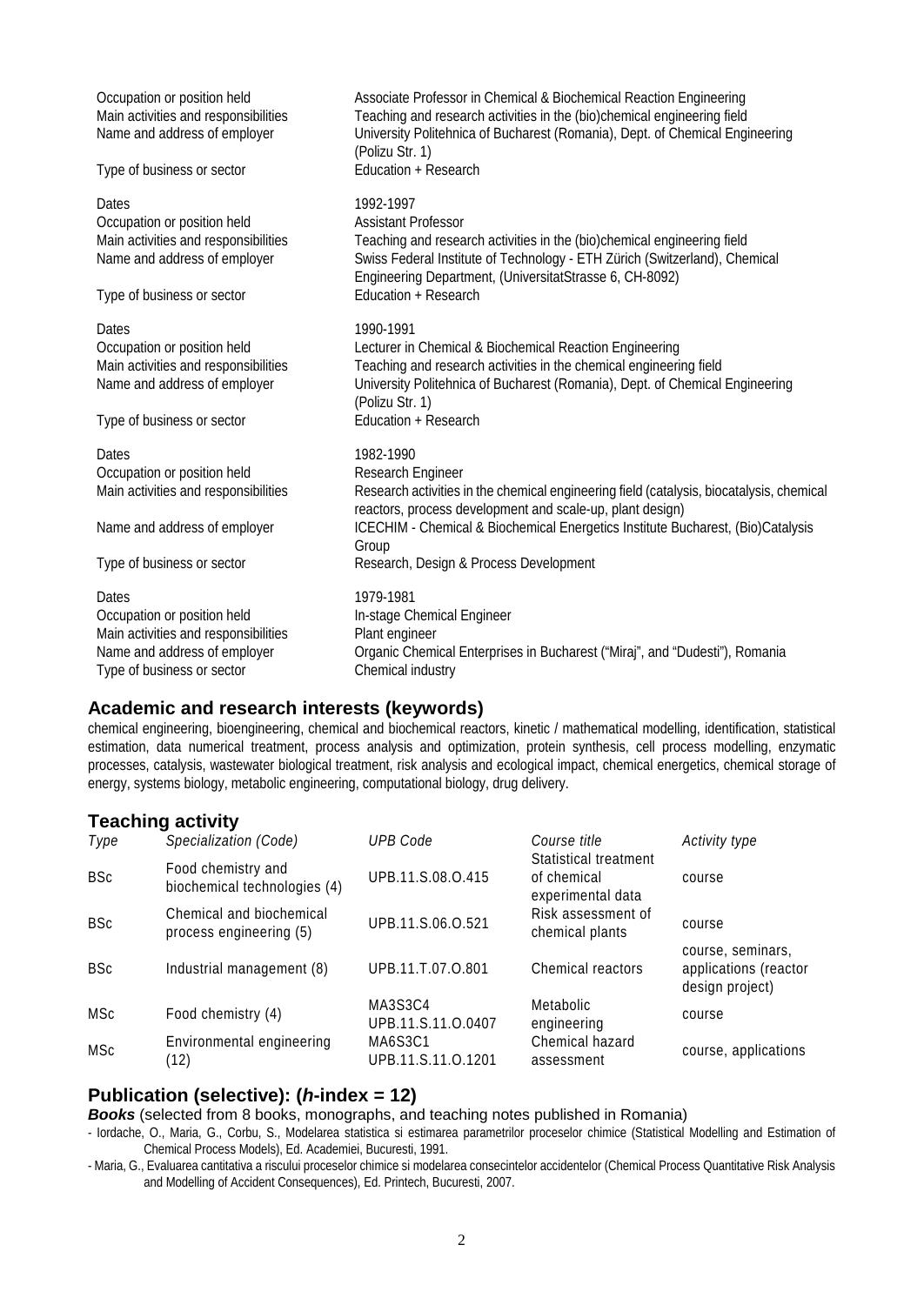| | |
|---|---|
| Occupation or position held | Associate Professor in Chemical & Biochemical Reaction Engineering |
| Main activities and responsibilities | Teaching and research activities in the (bio)chemical engineering field |
| Name and address of employer | University Politehnica of Bucharest (Romania), Dept. of Chemical Engineering (Polizu Str. 1) |
| Type of business or sector | Education + Research |
| | |
| Dates | 1992-1997 |
| Occupation or position held | Assistant Professor |
| Main activities and responsibilities | Teaching and research activities in the (bio)chemical engineering field |
| Name and address of employer | Swiss Federal Institute of Technology - ETH Zürich (Switzerland), Chemical Engineering Department, (UniversitatStrasse 6, CH-8092) |
| Type of business or sector | Education + Research |
| | |
| Dates | 1990-1991 |
| Occupation or position held | Lecturer in Chemical & Biochemical Reaction Engineering |
| Main activities and responsibilities | Teaching and research activities in the chemical engineering field |
| Name and address of employer | University Politehnica of Bucharest (Romania), Dept. of Chemical Engineering (Polizu Str. 1) |
| Type of business or sector | Education + Research |
| | |
| Dates | 1982-1990 |
| Occupation or position held | Research Engineer |
| Main activities and responsibilities | Research activities in the chemical engineering field (catalysis, biocatalysis, chemical reactors, process development and scale-up, plant design) |
| Name and address of employer | ICECHIM - Chemical & Biochemical Energetics Institute Bucharest, (Bio)Catalysis Group |
| Type of business or sector | Research, Design & Process Development |
| | |
| Dates | 1979-1981 |
| Occupation or position held | In-stage Chemical Engineer |
| Main activities and responsibilities | Plant engineer |
| Name and address of employer | Organic Chemical Enterprises in Bucharest ("Miraj", and "Dudesti"), Romania |
| Type of business or sector | Chemical industry |

## Academic and research interests (keywords)

chemical engineering, bioengineering, chemical and biochemical reactors, kinetic / mathematical modelling, identification, statistical estimation, data numerical treatment, process analysis and optimization, protein synthesis, cell process modelling, enzymatic processes, catalysis, wastewater biological treatment, risk analysis and ecological impact, chemical energetics, chemical storage of energy, systems biology, metabolic engineering, computational biology, drug delivery.

## Teaching activity

| *Type* | *Specialization (Code)* | *UPB Code* | *Course title* | *Activity type* |
|---|---|---|---|---|
| BSc | Food chemistry and biochemical technologies (4) | UPB.11.S.08.O.415 | Statistical treatment of chemical experimental data | course |
| BSc | Chemical and biochemical process engineering (5) | UPB.11.S.06.O.521 | Risk assessment of chemical plants | course |
| BSc | Industrial management (8) | UPB.11.T.07.O.801 | Chemical reactors | course, seminars, applications (reactor design project) |
| MSc | Food chemistry (4) | MA3S3C4 UPB.11.S.11.O.0407 | Metabolic engineering | course |
| MSc | Environmental engineering (12) | MA6S3C1 UPB.11.S.11.O.1201 | Chemical hazard assessment | course, applications |

## Publication (selective): (*h*-index = 12)

***Books*** (selected from 8 books, monographs, and teaching notes published in Romania)

- Iordache, O., Maria, G., Corbu, S., Modelarea statistica si estimarea parametrilor proceselor chimice (Statistical Modelling and Estimation of Chemical Process Models), Ed. Academiei, Bucuresti, 1991.
- Maria, G., Evaluarea cantitativa a riscului proceselor chimice si modelarea consecintelor accidentelor (Chemical Process Quantitative Risk Analysis and Modelling of Accident Consequences), Ed. Printech, Bucuresti, 2007.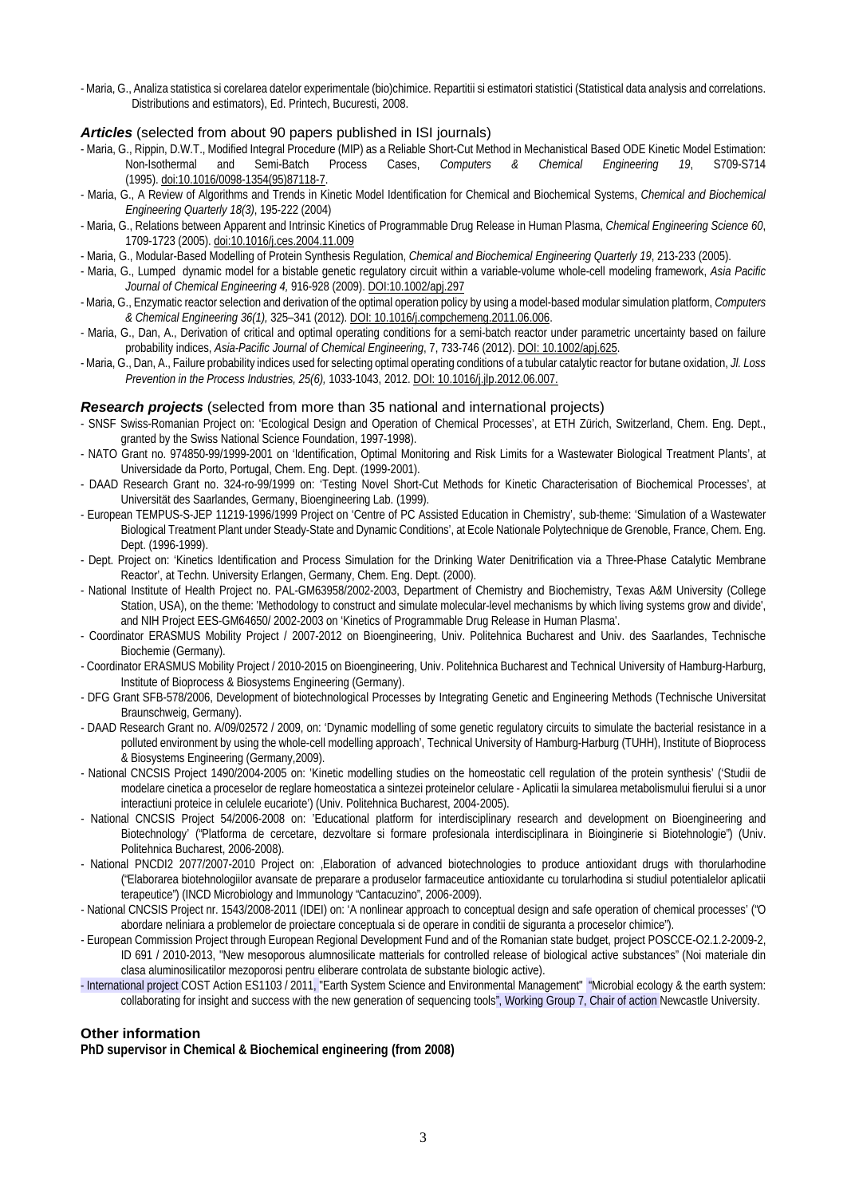- Maria, G., Analiza statistica si corelarea datelor experimentale (bio)chimice. Repartitii si estimatori statistici (Statistical data analysis and correlations. Distributions and estimators), Ed. Printech, Bucuresti, 2008.

### ***Articles*** (selected from about 90 papers published in ISI journals)

- Maria, G., Rippin, D.W.T., Modified Integral Procedure (MIP) as a Reliable Short-Cut Method in Mechanistical Based ODE Kinetic Model Estimation: Non-Isothermal and Semi-Batch Process Cases, *Computers & Chemical Engineering 19*, S709-S714 (1995). doi:10.1016/0098-1354(95)87118-7.
- Maria, G., A Review of Algorithms and Trends in Kinetic Model Identification for Chemical and Biochemical Systems, *Chemical and Biochemical Engineering Quarterly 18(3)*, 195-222 (2004)
- Maria, G., Relations between Apparent and Intrinsic Kinetics of Programmable Drug Release in Human Plasma, *Chemical Engineering Science 60*, 1709-1723 (2005). doi:10.1016/j.ces.2004.11.009
- Maria, G., Modular-Based Modelling of Protein Synthesis Regulation, *Chemical and Biochemical Engineering Quarterly 19*, 213-233 (2005).
- Maria, G., Lumped dynamic model for a bistable genetic regulatory circuit within a variable-volume whole-cell modeling framework, *Asia Pacific Journal of Chemical Engineering 4,* 916-928 (2009). DOI:10.1002/apj.297
- Maria, G., Enzymatic reactor selection and derivation of the optimal operation policy by using a model-based modular simulation platform, *Computers & Chemical Engineering 36(1),* 325–341 (2012). DOI: 10.1016/j.compchemeng.2011.06.006.
- Maria, G., Dan, A., Derivation of critical and optimal operating conditions for a semi-batch reactor under parametric uncertainty based on failure probability indices, *Asia-Pacific Journal of Chemical Engineering*, 7, 733-746 (2012). DOI: 10.1002/apj.625.
- Maria, G., Dan, A., Failure probability indices used for selecting optimal operating conditions of a tubular catalytic reactor for butane oxidation, *Jl. Loss Prevention in the Process Industries, 25(6),* 1033-1043, 2012. DOI: 10.1016/j.jlp.2012.06.007.

### ***Research projects*** (selected from more than 35 national and international projects)

- SNSF Swiss-Romanian Project on: 'Ecological Design and Operation of Chemical Processes', at ETH Zürich, Switzerland, Chem. Eng. Dept., granted by the Swiss National Science Foundation, 1997-1998).
- NATO Grant no. 974850-99/1999-2001 on 'Identification, Optimal Monitoring and Risk Limits for a Wastewater Biological Treatment Plants', at Universidade da Porto, Portugal, Chem. Eng. Dept. (1999-2001).
- DAAD Research Grant no. 324-ro-99/1999 on: 'Testing Novel Short-Cut Methods for Kinetic Characterisation of Biochemical Processes', at Universität des Saarlandes, Germany, Bioengineering Lab. (1999).
- European TEMPUS-S-JEP 11219-1996/1999 Project on 'Centre of PC Assisted Education in Chemistry', sub-theme: 'Simulation of a Wastewater Biological Treatment Plant under Steady-State and Dynamic Conditions', at Ecole Nationale Polytechnique de Grenoble, France, Chem. Eng. Dept. (1996-1999).
- Dept. Project on: 'Kinetics Identification and Process Simulation for the Drinking Water Denitrification via a Three-Phase Catalytic Membrane Reactor', at Techn. University Erlangen, Germany, Chem. Eng. Dept. (2000).
- National Institute of Health Project no. PAL-GM63958/2002-2003, Department of Chemistry and Biochemistry, Texas A&M University (College Station, USA), on the theme: 'Methodology to construct and simulate molecular-level mechanisms by which living systems grow and divide', and NIH Project EES-GM64650/ 2002-2003 on 'Kinetics of Programmable Drug Release in Human Plasma'.
- Coordinator ERASMUS Mobility Project / 2007-2012 on Bioengineering, Univ. Politehnica Bucharest and Univ. des Saarlandes, Technische Biochemie (Germany).
- Coordinator ERASMUS Mobility Project / 2010-2015 on Bioengineering, Univ. Politehnica Bucharest and Technical University of Hamburg-Harburg, Institute of Bioprocess & Biosystems Engineering (Germany).
- DFG Grant SFB-578/2006, Development of biotechnological Processes by Integrating Genetic and Engineering Methods (Technische Universitat Braunschweig, Germany).
- DAAD Research Grant no. A/09/02572 / 2009, on: 'Dynamic modelling of some genetic regulatory circuits to simulate the bacterial resistance in a polluted environment by using the whole-cell modelling approach', Technical University of Hamburg-Harburg (TUHH), Institute of Bioprocess & Biosystems Engineering (Germany,2009).
- National CNCSIS Project 1490/2004-2005 on: 'Kinetic modelling studies on the homeostatic cell regulation of the protein synthesis' ('Studii de modelare cinetica a proceselor de reglare homeostatica a sintezei proteinelor celulare - Aplicatii la simularea metabolismului fierului si a unor interactiuni proteice in celulele eucariote') (Univ. Politehnica Bucharest, 2004-2005).
- National CNCSIS Project 54/2006-2008 on: 'Educational platform for interdisciplinary research and development on Bioengineering and Biotechnology' ("Platforma de cercetare, dezvoltare si formare profesionala interdisciplinara in Bioinginerie si Biotehnologie") (Univ. Politehnica Bucharest, 2006-2008).
- National PNCDI2 2077/2007-2010 Project on: ‚Elaboration of advanced biotechnologies to produce antioxidant drugs with thorularhodine ("Elaborarea biotehnologiilor avansate de preparare a produselor farmaceutice antioxidante cu torularhodina si studiul potentialelor aplicatii terapeutice") (INCD Microbiology and Immunology "Cantacuzino", 2006-2009).
- National CNCSIS Project nr. 1543/2008-2011 (IDEI) on: 'A nonlinear approach to conceptual design and safe operation of chemical processes' ("O abordare neliniara a problemelor de proiectare conceptuala si de operare in conditii de siguranta a proceselor chimice").
- European Commission Project through European Regional Development Fund and of the Romanian state budget, project POSCCE-O2.1.2-2009-2, ID 691 / 2010-2013, "New mesoporous alumnosilicate matterials for controlled release of biological active substances" (Noi materiale din clasa aluminosilicatilor mezoporosi pentru eliberare controlata de substante biologic active).
- International project COST Action ES1103 / 2011, "Earth System Science and Environmental Management" "Microbial ecology & the earth system: collaborating for insight and success with the new generation of sequencing tools", Working Group 7, Chair of action Newcastle University.

### Other information

**PhD supervisor in Chemical & Biochemical engineering (from 2008)**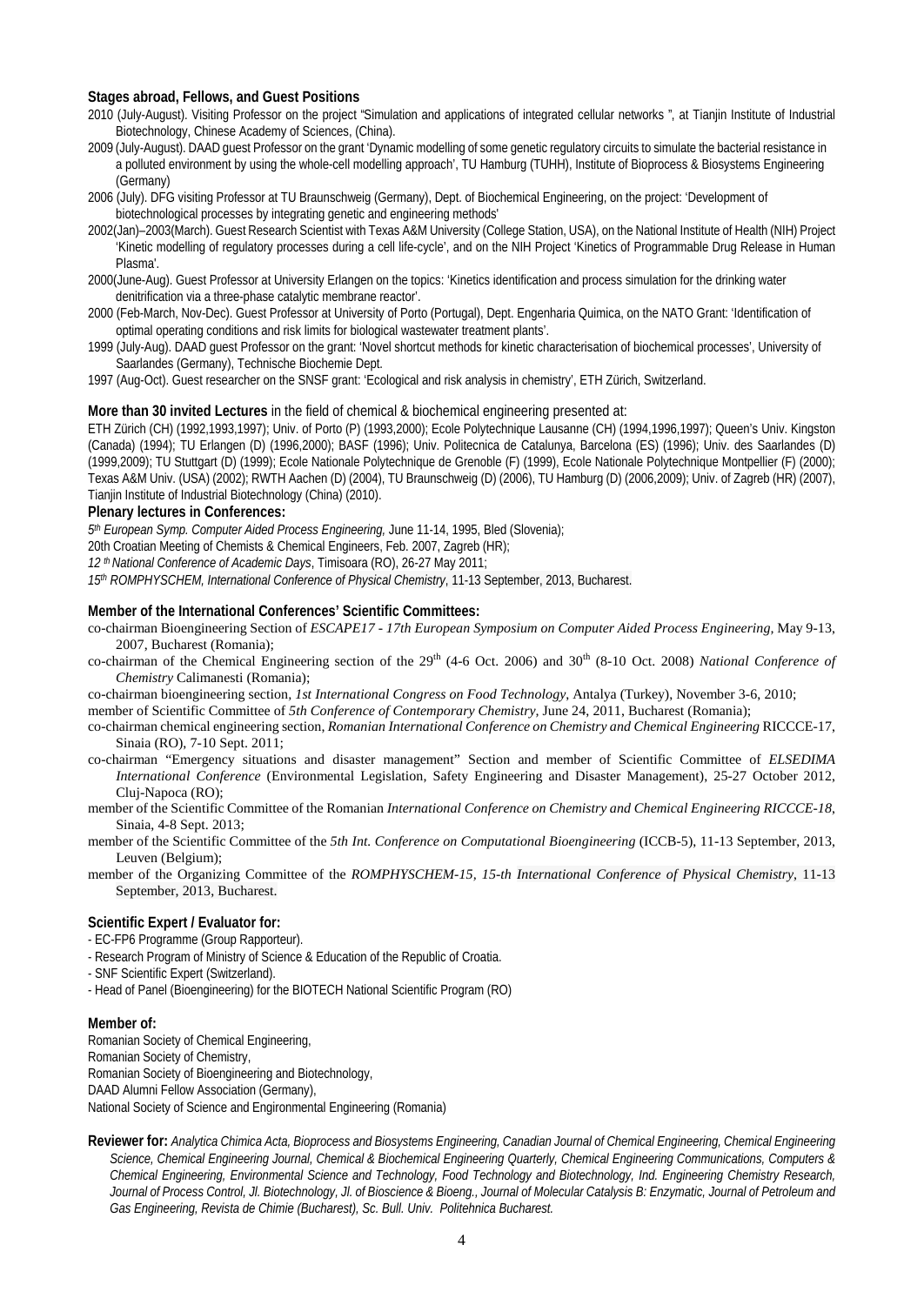**Stages abroad, Fellows, and Guest Positions**

2010 (July-August). Visiting Professor on the project "Simulation and applications of integrated cellular networks ", at Tianjin Institute of Industrial Biotechnology, Chinese Academy of Sciences, (China).

2009 (July-August). DAAD guest Professor on the grant 'Dynamic modelling of some genetic regulatory circuits to simulate the bacterial resistance in a polluted environment by using the whole-cell modelling approach', TU Hamburg (TUHH), Institute of Bioprocess & Biosystems Engineering (Germany)

2006 (July). DFG visiting Professor at TU Braunschweig (Germany), Dept. of Biochemical Engineering, on the project: 'Development of biotechnological processes by integrating genetic and engineering methods'

2002(Jan)–2003(March). Guest Research Scientist with Texas A&M University (College Station, USA), on the National Institute of Health (NIH) Project 'Kinetic modelling of regulatory processes during a cell life-cycle', and on the NIH Project 'Kinetics of Programmable Drug Release in Human Plasma'.

2000(June-Aug). Guest Professor at University Erlangen on the topics: 'Kinetics identification and process simulation for the drinking water denitrification via a three-phase catalytic membrane reactor'.

2000 (Feb-March, Nov-Dec). Guest Professor at University of Porto (Portugal), Dept. Engenharia Quimica, on the NATO Grant: 'Identification of optimal operating conditions and risk limits for biological wastewater treatment plants'.

1999 (July-Aug). DAAD guest Professor on the grant: 'Novel shortcut methods for kinetic characterisation of biochemical processes', University of Saarlandes (Germany), Technische Biochemie Dept.

1997 (Aug-Oct). Guest researcher on the SNSF grant: 'Ecological and risk analysis in chemistry', ETH Zürich, Switzerland.

**More than 30 invited Lectures** in the field of chemical & biochemical engineering presented at:

ETH Zürich (CH) (1992,1993,1997); Univ. of Porto (P) (1993,2000); Ecole Polytechnique Lausanne (CH) (1994,1996,1997); Queen's Univ. Kingston (Canada) (1994); TU Erlangen (D) (1996,2000); BASF (1996); Univ. Politecnica de Catalunya, Barcelona (ES) (1996); Univ. des Saarlandes (D) (1999,2009); TU Stuttgart (D) (1999); Ecole Nationale Polytechnique de Grenoble (F) (1999), Ecole Nationale Polytechnique Montpellier (F) (2000); Texas A&M Univ. (USA) (2002); RWTH Aachen (D) (2004), TU Braunschweig (D) (2006), TU Hamburg (D) (2006,2009); Univ. of Zagreb (HR) (2007), Tianjin Institute of Industrial Biotechnology (China) (2010).

**Plenary lectures in Conferences:**

*5th European Symp. Computer Aided Process Engineering,* June 11-14, 1995, Bled (Slovenia);

20th Croatian Meeting of Chemists & Chemical Engineers, Feb. 2007, Zagreb (HR);

*12 th National Conference of Academic Days*, Timisoara (RO), 26-27 May 2011;

*15th ROMPHYSCHEM, International Conference of Physical Chemistry*, 11-13 September, 2013, Bucharest.

**Member of the International Conferences' Scientific Committees:**

co-chairman Bioengineering Section of *ESCAPE17 - 17th European Symposium on Computer Aided Process Engineering,* May 9-13, 2007, Bucharest (Romania);

co-chairman of the Chemical Engineering section of the 29th (4-6 Oct. 2006) and 30th (8-10 Oct. 2008) *National Conference of Chemistry* Calimanesti (Romania);

co-chairman bioengineering section, *1st International Congress on Food Technology*, Antalya (Turkey), November 3-6, 2010;

member of Scientific Committee of *5th Conference of Contemporary Chemistry*, June 24, 2011, Bucharest (Romania);

co-chairman chemical engineering section, *Romanian International Conference on Chemistry and Chemical Engineering* RICCCE-17, Sinaia (RO), 7-10 Sept. 2011;

co-chairman "Emergency situations and disaster management" Section and member of Scientific Committee of *ELSEDIMA International Conference* (Environmental Legislation, Safety Engineering and Disaster Management), 25-27 October 2012, Cluj-Napoca (RO);

member of the Scientific Committee of the Romanian *International Conference on Chemistry and Chemical Engineering RICCCE-18*, Sinaia, 4-8 Sept. 2013;

member of the Scientific Committee of the *5th Int. Conference on Computational Bioengineering* (ICCB-5), 11-13 September, 2013, Leuven (Belgium);

member of the Organizing Committee of the *ROMPHYSCHEM-15, 15-th International Conference of Physical Chemistry*, 11-13 September, 2013, Bucharest.

**Scientific Expert / Evaluator for:**

- EC-FP6 Programme (Group Rapporteur).
- Research Program of Ministry of Science & Education of the Republic of Croatia.
- SNF Scientific Expert (Switzerland).
- Head of Panel (Bioengineering) for the BIOTECH National Scientific Program (RO)

**Member of:**

Romanian Society of Chemical Engineering,
Romanian Society of Chemistry,
Romanian Society of Bioengineering and Biotechnology,
DAAD Alumni Fellow Association (Germany),
National Society of Science and Engironmental Engineering (Romania)

**Reviewer for:** *Analytica Chimica Acta, Bioprocess and Biosystems Engineering, Canadian Journal of Chemical Engineering, Chemical Engineering Science, Chemical Engineering Journal, Chemical & Biochemical Engineering Quarterly, Chemical Engineering Communications, Computers & Chemical Engineering, Environmental Science and Technology, Food Technology and Biotechnology, Ind. Engineering Chemistry Research, Journal of Process Control, Jl. Biotechnology, Jl. of Bioscience & Bioeng., Journal of Molecular Catalysis B: Enzymatic, Journal of Petroleum and Gas Engineering, Revista de Chimie (Bucharest), Sc. Bull. Univ. Politehnica Bucharest.*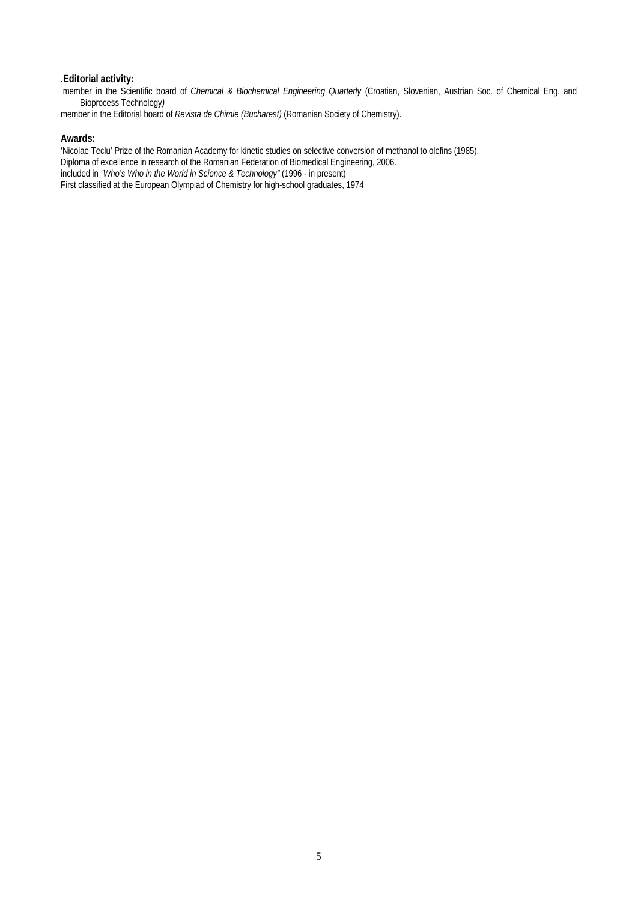.**Editorial activity:**

member in the Scientific board of *Chemical & Biochemical Engineering Quarterly* (Croatian, Slovenian, Austrian Soc. of Chemical Eng. and Bioprocess Technology*)*

member in the Editorial board of *Revista de Chimie (Bucharest)* (Romanian Society of Chemistry).

**Awards:**

'Nicolae Teclu' Prize of the Romanian Academy for kinetic studies on selective conversion of methanol to olefins (1985).

Diploma of excellence in research of the Romanian Federation of Biomedical Engineering, 2006.

included in *"Who's Who in the World in Science & Technology"* (1996 - in present)

First classified at the European Olympiad of Chemistry for high-school graduates, 1974